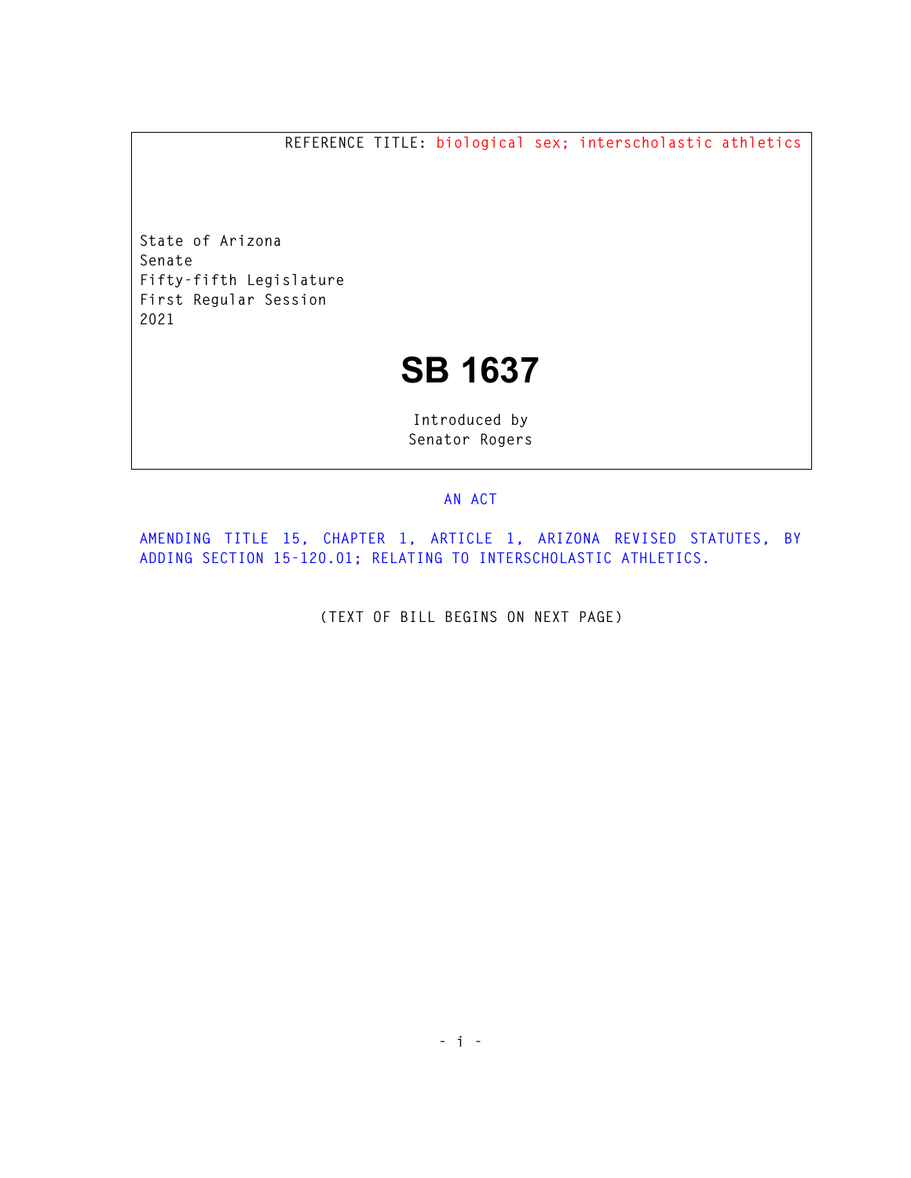REFERENCE TITLE: biological sex; interscholastic athletics

State of Arizona
Senate
Fifty-fifth Legislature
First Regular Session
2021

# SB 1637

Introduced by
Senator Rogers

AN ACT

AMENDING TITLE 15, CHAPTER 1, ARTICLE 1, ARIZONA REVISED STATUTES, BY ADDING SECTION 15-120.01; RELATING TO INTERSCHOLASTIC ATHLETICS.

(TEXT OF BILL BEGINS ON NEXT PAGE)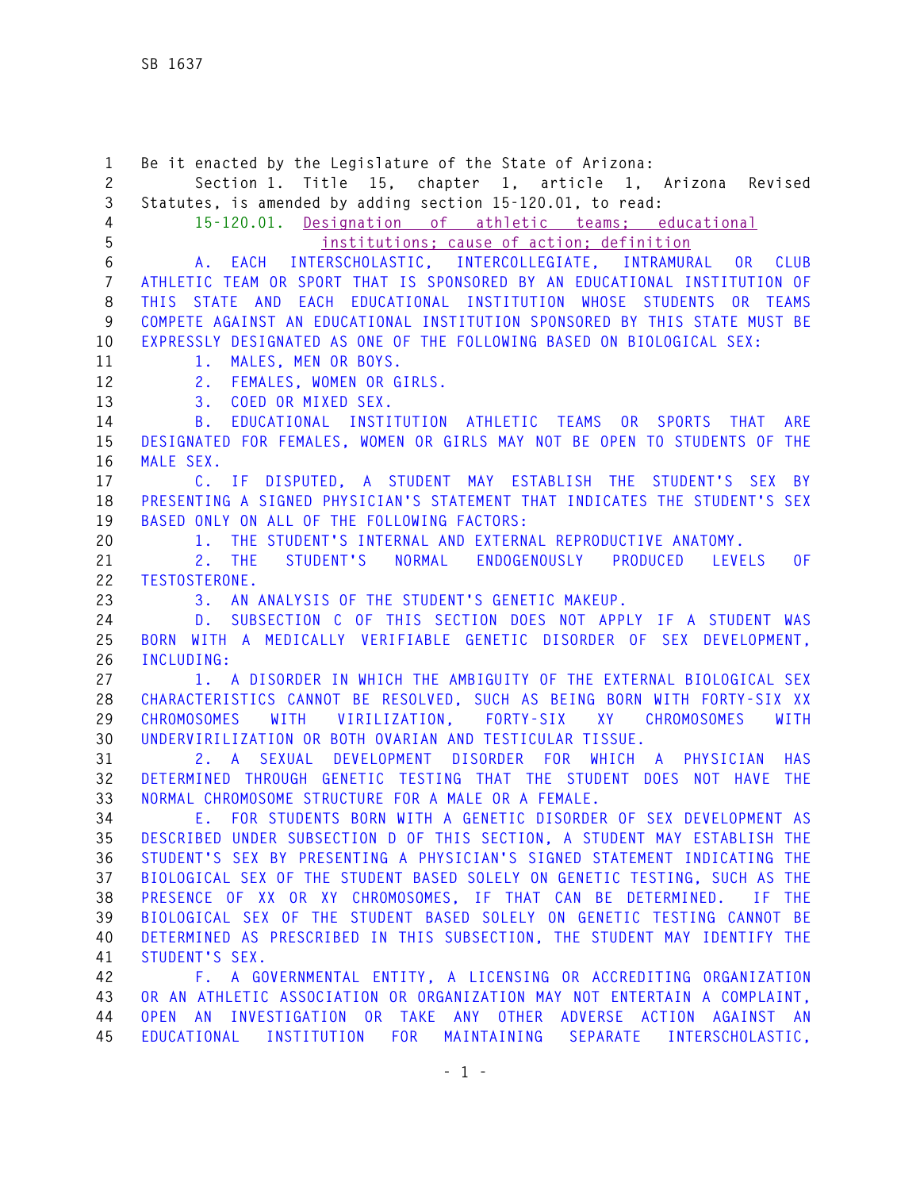Be it enacted by the Legislature of the State of Arizona:

Section 1. Title 15, chapter 1, article 1, Arizona Revised Statutes, is amended by adding section 15-120.01, to read:

15-120.01. Designation of athletic teams; educational institutions; cause of action; definition

A. EACH INTERSCHOLASTIC, INTERCOLLEGIATE, INTRAMURAL OR CLUB ATHLETIC TEAM OR SPORT THAT IS SPONSORED BY AN EDUCATIONAL INSTITUTION OF THIS STATE AND EACH EDUCATIONAL INSTITUTION WHOSE STUDENTS OR TEAMS COMPETE AGAINST AN EDUCATIONAL INSTITUTION SPONSORED BY THIS STATE MUST BE EXPRESSLY DESIGNATED AS ONE OF THE FOLLOWING BASED ON BIOLOGICAL SEX:

1. MALES, MEN OR BOYS.
2. FEMALES, WOMEN OR GIRLS.
3. COED OR MIXED SEX.

B. EDUCATIONAL INSTITUTION ATHLETIC TEAMS OR SPORTS THAT ARE DESIGNATED FOR FEMALES, WOMEN OR GIRLS MAY NOT BE OPEN TO STUDENTS OF THE MALE SEX.

C. IF DISPUTED, A STUDENT MAY ESTABLISH THE STUDENT'S SEX BY PRESENTING A SIGNED PHYSICIAN'S STATEMENT THAT INDICATES THE STUDENT'S SEX BASED ONLY ON ALL OF THE FOLLOWING FACTORS:

1. THE STUDENT'S INTERNAL AND EXTERNAL REPRODUCTIVE ANATOMY.
2. THE STUDENT'S NORMAL ENDOGENOUSLY PRODUCED LEVELS OF TESTOSTERONE.
3. AN ANALYSIS OF THE STUDENT'S GENETIC MAKEUP.

D. SUBSECTION C OF THIS SECTION DOES NOT APPLY IF A STUDENT WAS BORN WITH A MEDICALLY VERIFIABLE GENETIC DISORDER OF SEX DEVELOPMENT, INCLUDING:

1. A DISORDER IN WHICH THE AMBIGUITY OF THE EXTERNAL BIOLOGICAL SEX CHARACTERISTICS CANNOT BE RESOLVED, SUCH AS BEING BORN WITH FORTY-SIX XX CHROMOSOMES WITH VIRILIZATION, FORTY-SIX XY CHROMOSOMES WITH UNDERVIRILIZATION OR BOTH OVARIAN AND TESTICULAR TISSUE.
2. A SEXUAL DEVELOPMENT DISORDER FOR WHICH A PHYSICIAN HAS DETERMINED THROUGH GENETIC TESTING THAT THE STUDENT DOES NOT HAVE THE NORMAL CHROMOSOME STRUCTURE FOR A MALE OR A FEMALE.

E. FOR STUDENTS BORN WITH A GENETIC DISORDER OF SEX DEVELOPMENT AS DESCRIBED UNDER SUBSECTION D OF THIS SECTION, A STUDENT MAY ESTABLISH THE STUDENT'S SEX BY PRESENTING A PHYSICIAN'S SIGNED STATEMENT INDICATING THE BIOLOGICAL SEX OF THE STUDENT BASED SOLELY ON GENETIC TESTING, SUCH AS THE PRESENCE OF XX OR XY CHROMOSOMES, IF THAT CAN BE DETERMINED. IF THE BIOLOGICAL SEX OF THE STUDENT BASED SOLELY ON GENETIC TESTING CANNOT BE DETERMINED AS PRESCRIBED IN THIS SUBSECTION, THE STUDENT MAY IDENTIFY THE STUDENT'S SEX.

F. A GOVERNMENTAL ENTITY, A LICENSING OR ACCREDITING ORGANIZATION OR AN ATHLETIC ASSOCIATION OR ORGANIZATION MAY NOT ENTERTAIN A COMPLAINT, OPEN AN INVESTIGATION OR TAKE ANY OTHER ADVERSE ACTION AGAINST AN EDUCATIONAL INSTITUTION FOR MAINTAINING SEPARATE INTERSCHOLASTIC,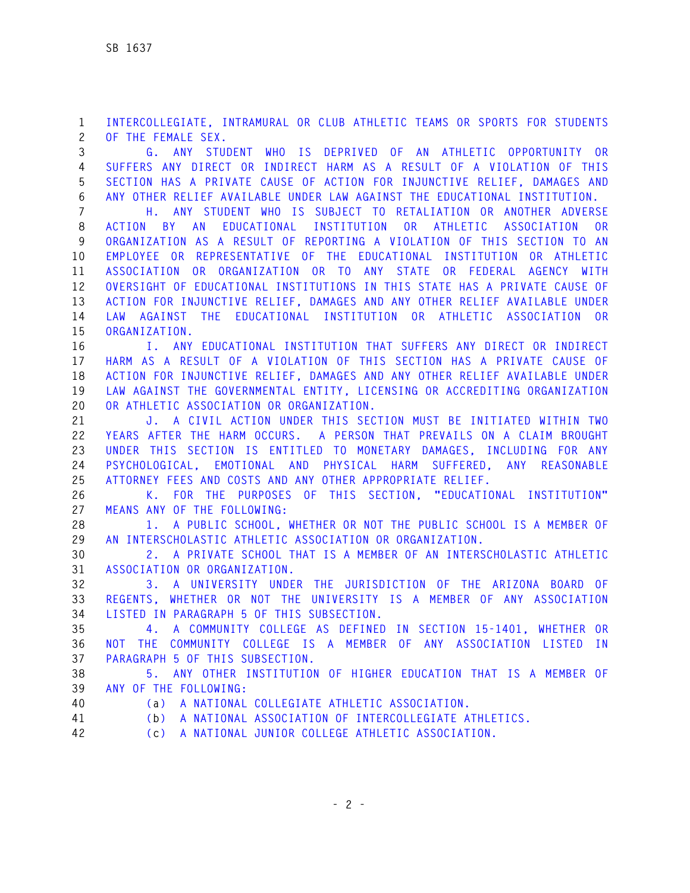INTERCOLLEGIATE, INTRAMURAL OR CLUB ATHLETIC TEAMS OR SPORTS FOR STUDENTS OF THE FEMALE SEX.

G. ANY STUDENT WHO IS DEPRIVED OF AN ATHLETIC OPPORTUNITY OR SUFFERS ANY DIRECT OR INDIRECT HARM AS A RESULT OF A VIOLATION OF THIS SECTION HAS A PRIVATE CAUSE OF ACTION FOR INJUNCTIVE RELIEF, DAMAGES AND ANY OTHER RELIEF AVAILABLE UNDER LAW AGAINST THE EDUCATIONAL INSTITUTION.

H. ANY STUDENT WHO IS SUBJECT TO RETALIATION OR ANOTHER ADVERSE ACTION BY AN EDUCATIONAL INSTITUTION OR ATHLETIC ASSOCIATION OR ORGANIZATION AS A RESULT OF REPORTING A VIOLATION OF THIS SECTION TO AN EMPLOYEE OR REPRESENTATIVE OF THE EDUCATIONAL INSTITUTION OR ATHLETIC ASSOCIATION OR ORGANIZATION OR TO ANY STATE OR FEDERAL AGENCY WITH OVERSIGHT OF EDUCATIONAL INSTITUTIONS IN THIS STATE HAS A PRIVATE CAUSE OF ACTION FOR INJUNCTIVE RELIEF, DAMAGES AND ANY OTHER RELIEF AVAILABLE UNDER LAW AGAINST THE EDUCATIONAL INSTITUTION OR ATHLETIC ASSOCIATION OR ORGANIZATION.

I. ANY EDUCATIONAL INSTITUTION THAT SUFFERS ANY DIRECT OR INDIRECT HARM AS A RESULT OF A VIOLATION OF THIS SECTION HAS A PRIVATE CAUSE OF ACTION FOR INJUNCTIVE RELIEF, DAMAGES AND ANY OTHER RELIEF AVAILABLE UNDER LAW AGAINST THE GOVERNMENTAL ENTITY, LICENSING OR ACCREDITING ORGANIZATION OR ATHLETIC ASSOCIATION OR ORGANIZATION.

J. A CIVIL ACTION UNDER THIS SECTION MUST BE INITIATED WITHIN TWO YEARS AFTER THE HARM OCCURS. A PERSON THAT PREVAILS ON A CLAIM BROUGHT UNDER THIS SECTION IS ENTITLED TO MONETARY DAMAGES, INCLUDING FOR ANY PSYCHOLOGICAL, EMOTIONAL AND PHYSICAL HARM SUFFERED, ANY REASONABLE ATTORNEY FEES AND COSTS AND ANY OTHER APPROPRIATE RELIEF.

K. FOR THE PURPOSES OF THIS SECTION, "EDUCATIONAL INSTITUTION" MEANS ANY OF THE FOLLOWING:

1. A PUBLIC SCHOOL, WHETHER OR NOT THE PUBLIC SCHOOL IS A MEMBER OF AN INTERSCHOLASTIC ATHLETIC ASSOCIATION OR ORGANIZATION.

2. A PRIVATE SCHOOL THAT IS A MEMBER OF AN INTERSCHOLASTIC ATHLETIC ASSOCIATION OR ORGANIZATION.

3. A UNIVERSITY UNDER THE JURISDICTION OF THE ARIZONA BOARD OF REGENTS, WHETHER OR NOT THE UNIVERSITY IS A MEMBER OF ANY ASSOCIATION LISTED IN PARAGRAPH 5 OF THIS SUBSECTION.

4. A COMMUNITY COLLEGE AS DEFINED IN SECTION 15-1401, WHETHER OR NOT THE COMMUNITY COLLEGE IS A MEMBER OF ANY ASSOCIATION LISTED IN PARAGRAPH 5 OF THIS SUBSECTION.

5. ANY OTHER INSTITUTION OF HIGHER EDUCATION THAT IS A MEMBER OF ANY OF THE FOLLOWING:

(a) A NATIONAL COLLEGIATE ATHLETIC ASSOCIATION.

(b) A NATIONAL ASSOCIATION OF INTERCOLLEGIATE ATHLETICS.

(c) A NATIONAL JUNIOR COLLEGE ATHLETIC ASSOCIATION.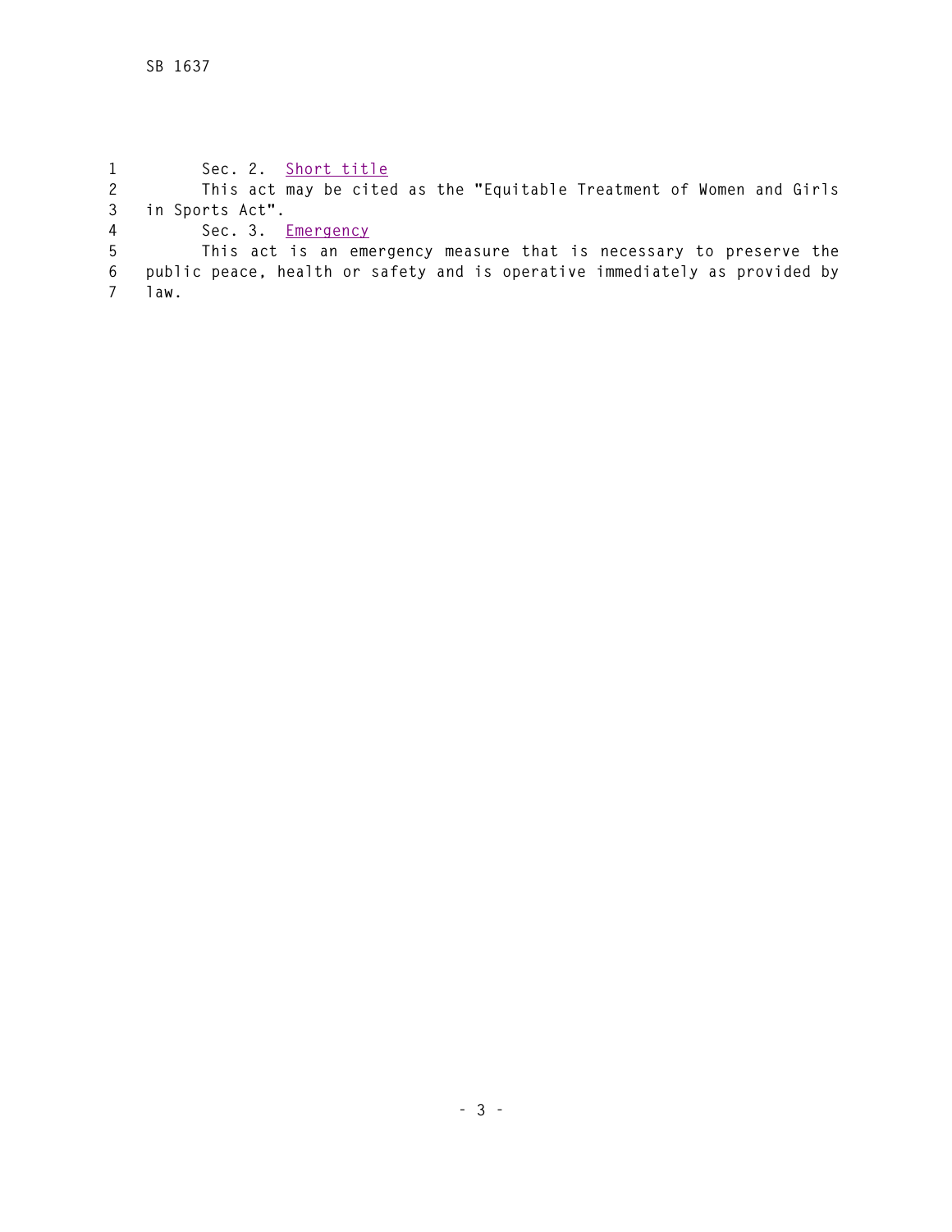Sec. 2. Short title

This act may be cited as the "Equitable Treatment of Women and Girls in Sports Act".

Sec. 3. Emergency

This act is an emergency measure that is necessary to preserve the public peace, health or safety and is operative immediately as provided by law.